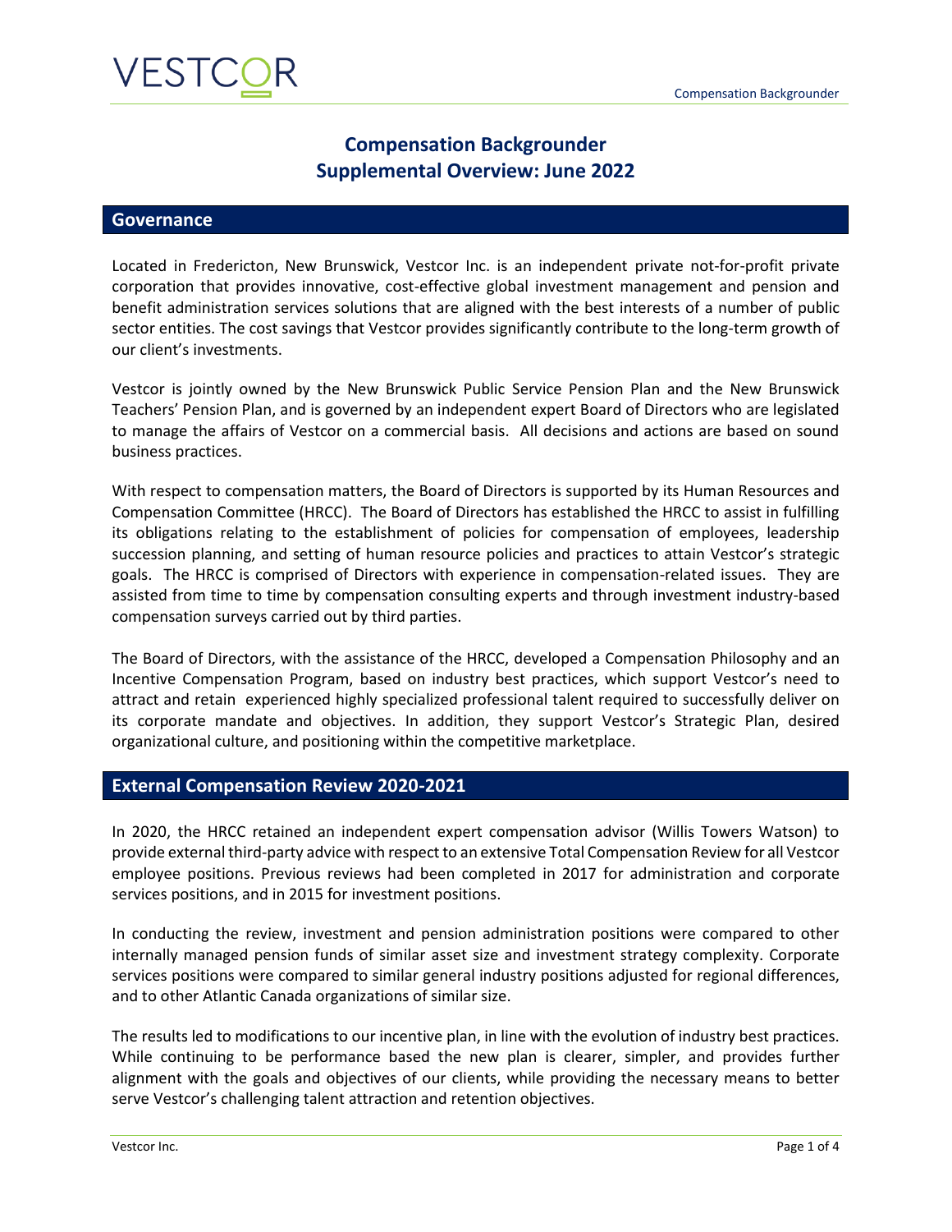# Compensation Backgrounder
# Supplemental Overview: June 2022

## Governance

Located in Fredericton, New Brunswick, Vestcor Inc. is an independent private not-for-profit private corporation that provides innovative, cost-effective global investment management and pension and benefit administration services solutions that are aligned with the best interests of a number of public sector entities. The cost savings that Vestcor provides significantly contribute to the long-term growth of our client's investments.

Vestcor is jointly owned by the New Brunswick Public Service Pension Plan and the New Brunswick Teachers' Pension Plan, and is governed by an independent expert Board of Directors who are legislated to manage the affairs of Vestcor on a commercial basis. All decisions and actions are based on sound business practices.

With respect to compensation matters, the Board of Directors is supported by its Human Resources and Compensation Committee (HRCC). The Board of Directors has established the HRCC to assist in fulfilling its obligations relating to the establishment of policies for compensation of employees, leadership succession planning, and setting of human resource policies and practices to attain Vestcor's strategic goals. The HRCC is comprised of Directors with experience in compensation-related issues. They are assisted from time to time by compensation consulting experts and through investment industry-based compensation surveys carried out by third parties.

The Board of Directors, with the assistance of the HRCC, developed a Compensation Philosophy and an Incentive Compensation Program, based on industry best practices, which support Vestcor's need to attract and retain experienced highly specialized professional talent required to successfully deliver on its corporate mandate and objectives. In addition, they support Vestcor's Strategic Plan, desired organizational culture, and positioning within the competitive marketplace.

## External Compensation Review 2020-2021

In 2020, the HRCC retained an independent expert compensation advisor (Willis Towers Watson) to provide external third-party advice with respect to an extensive Total Compensation Review for all Vestcor employee positions. Previous reviews had been completed in 2017 for administration and corporate services positions, and in 2015 for investment positions.

In conducting the review, investment and pension administration positions were compared to other internally managed pension funds of similar asset size and investment strategy complexity. Corporate services positions were compared to similar general industry positions adjusted for regional differences, and to other Atlantic Canada organizations of similar size.

The results led to modifications to our incentive plan, in line with the evolution of industry best practices. While continuing to be performance based the new plan is clearer, simpler, and provides further alignment with the goals and objectives of our clients, while providing the necessary means to better serve Vestcor's challenging talent attraction and retention objectives.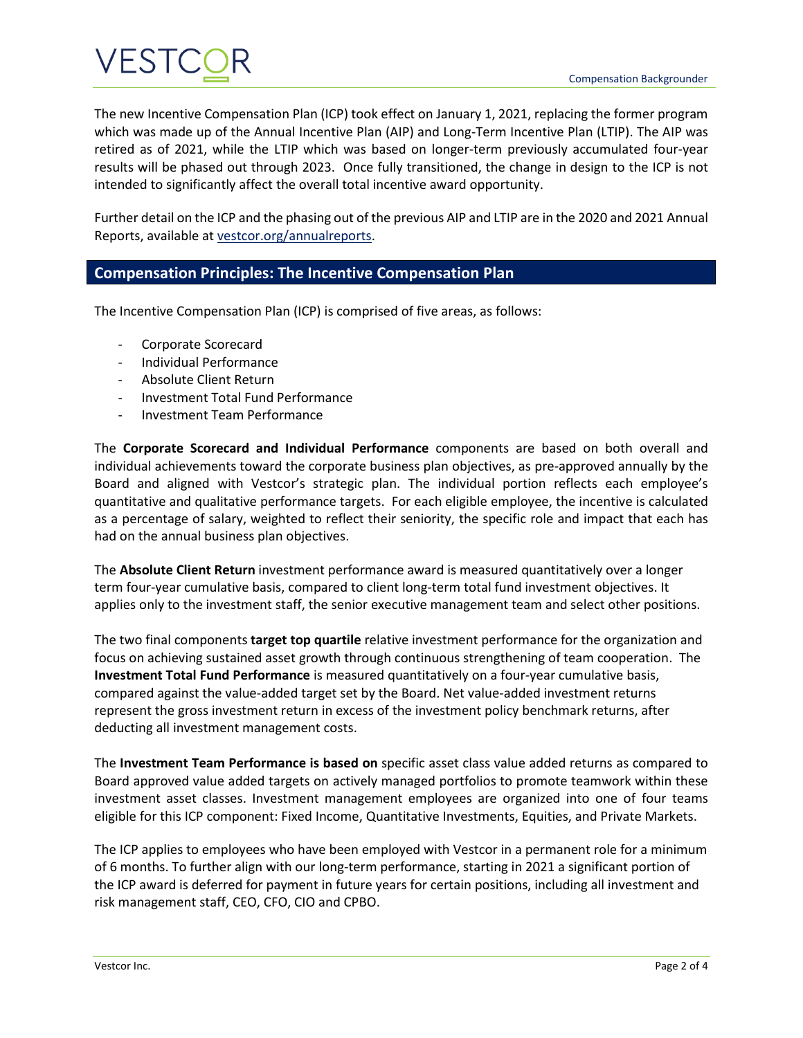The new Incentive Compensation Plan (ICP) took effect on January 1, 2021, replacing the former program which was made up of the Annual Incentive Plan (AIP) and Long-Term Incentive Plan (LTIP). The AIP was retired as of 2021, while the LTIP which was based on longer-term previously accumulated four-year results will be phased out through 2023. Once fully transitioned, the change in design to the ICP is not intended to significantly affect the overall total incentive award opportunity.

Further detail on the ICP and the phasing out of the previous AIP and LTIP are in the 2020 and 2021 Annual Reports, available at vestcor.org/annualreports.

## Compensation Principles: The Incentive Compensation Plan

The Incentive Compensation Plan (ICP) is comprised of five areas, as follows:

- Corporate Scorecard
- Individual Performance
- Absolute Client Return
- Investment Total Fund Performance
- Investment Team Performance

The **Corporate Scorecard and Individual Performance** components are based on both overall and individual achievements toward the corporate business plan objectives, as pre-approved annually by the Board and aligned with Vestcor's strategic plan. The individual portion reflects each employee's quantitative and qualitative performance targets. For each eligible employee, the incentive is calculated as a percentage of salary, weighted to reflect their seniority, the specific role and impact that each has had on the annual business plan objectives.

The **Absolute Client Return** investment performance award is measured quantitatively over a longer term four-year cumulative basis, compared to client long-term total fund investment objectives. It applies only to the investment staff, the senior executive management team and select other positions.

The two final components **target top quartile** relative investment performance for the organization and focus on achieving sustained asset growth through continuous strengthening of team cooperation. The **Investment Total Fund Performance** is measured quantitatively on a four-year cumulative basis, compared against the value-added target set by the Board. Net value-added investment returns represent the gross investment return in excess of the investment policy benchmark returns, after deducting all investment management costs.

The **Investment Team Performance is based on** specific asset class value added returns as compared to Board approved value added targets on actively managed portfolios to promote teamwork within these investment asset classes. Investment management employees are organized into one of four teams eligible for this ICP component: Fixed Income, Quantitative Investments, Equities, and Private Markets.

The ICP applies to employees who have been employed with Vestcor in a permanent role for a minimum of 6 months. To further align with our long-term performance, starting in 2021 a significant portion of the ICP award is deferred for payment in future years for certain positions, including all investment and risk management staff, CEO, CFO, CIO and CPBO.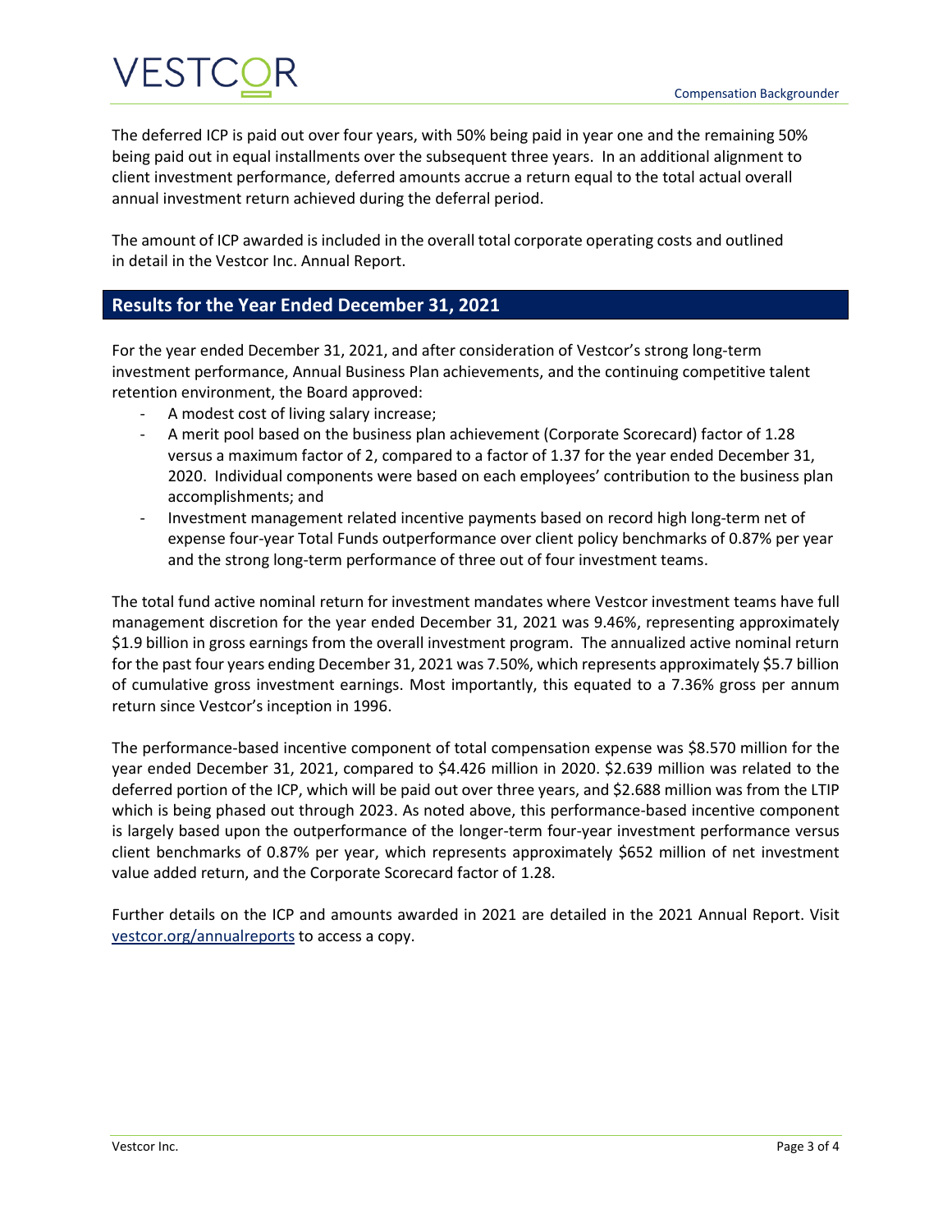The deferred ICP is paid out over four years, with 50% being paid in year one and the remaining 50% being paid out in equal installments over the subsequent three years. In an additional alignment to client investment performance, deferred amounts accrue a return equal to the total actual overall annual investment return achieved during the deferral period.

The amount of ICP awarded is included in the overall total corporate operating costs and outlined in detail in the Vestcor Inc. Annual Report.

## Results for the Year Ended December 31, 2021

For the year ended December 31, 2021, and after consideration of Vestcor's strong long-term investment performance, Annual Business Plan achievements, and the continuing competitive talent retention environment, the Board approved:

- A modest cost of living salary increase;
- A merit pool based on the business plan achievement (Corporate Scorecard) factor of 1.28 versus a maximum factor of 2, compared to a factor of 1.37 for the year ended December 31, 2020. Individual components were based on each employees' contribution to the business plan accomplishments; and
- Investment management related incentive payments based on record high long-term net of expense four-year Total Funds outperformance over client policy benchmarks of 0.87% per year and the strong long-term performance of three out of four investment teams.

The total fund active nominal return for investment mandates where Vestcor investment teams have full management discretion for the year ended December 31, 2021 was 9.46%, representing approximately $1.9 billion in gross earnings from the overall investment program. The annualized active nominal return for the past four years ending December 31, 2021 was 7.50%, which represents approximately $5.7 billion of cumulative gross investment earnings. Most importantly, this equated to a 7.36% gross per annum return since Vestcor's inception in 1996.

The performance-based incentive component of total compensation expense was $8.570 million for the year ended December 31, 2021, compared to $4.426 million in 2020. $2.639 million was related to the deferred portion of the ICP, which will be paid out over three years, and $2.688 million was from the LTIP which is being phased out through 2023. As noted above, this performance-based incentive component is largely based upon the outperformance of the longer-term four-year investment performance versus client benchmarks of 0.87% per year, which represents approximately $652 million of net investment value added return, and the Corporate Scorecard factor of 1.28.

Further details on the ICP and amounts awarded in 2021 are detailed in the 2021 Annual Report. Visit [vestcor.org/annualreports](vestcor.org/annualreports) to access a copy.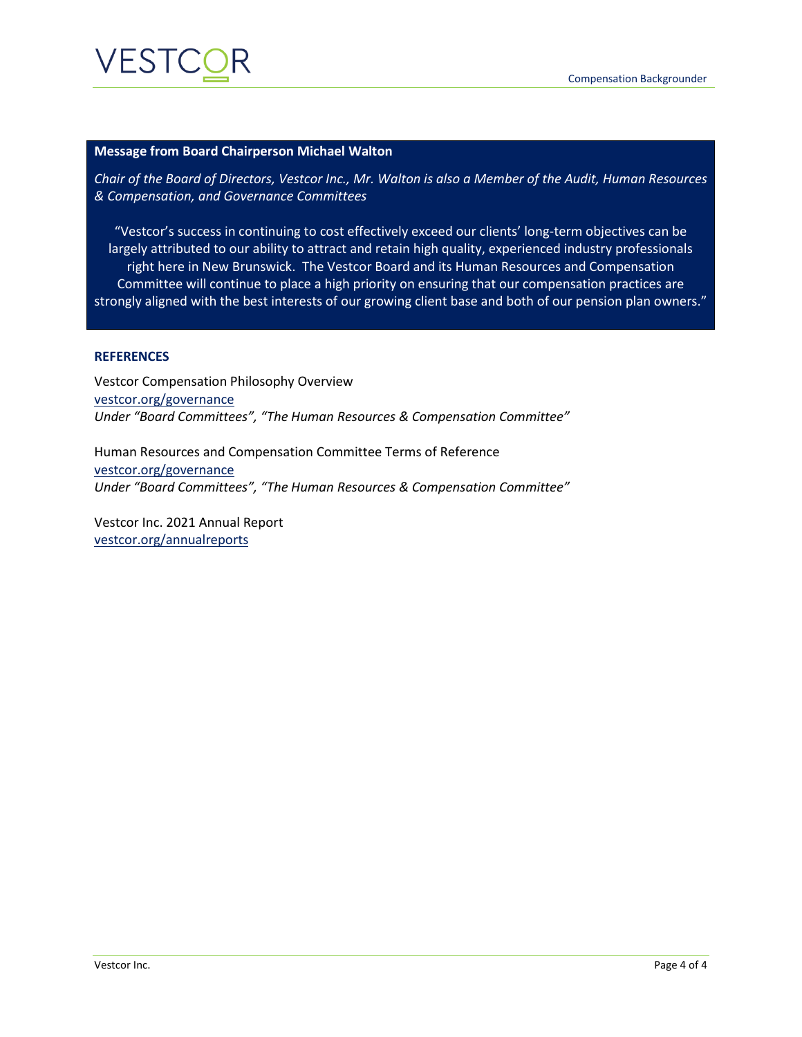**Message from Board Chairperson Michael Walton**

*Chair of the Board of Directors, Vestcor Inc., Mr. Walton is also a Member of the Audit, Human Resources & Compensation, and Governance Committees*

"Vestcor's success in continuing to cost effectively exceed our clients' long-term objectives can be largely attributed to our ability to attract and retain high quality, experienced industry professionals right here in New Brunswick. The Vestcor Board and its Human Resources and Compensation Committee will continue to place a high priority on ensuring that our compensation practices are strongly aligned with the best interests of our growing client base and both of our pension plan owners."

**REFERENCES**

Vestcor Compensation Philosophy Overview
vestcor.org/governance
*Under "Board Committees", "The Human Resources & Compensation Committee"*

Human Resources and Compensation Committee Terms of Reference
vestcor.org/governance
*Under "Board Committees", "The Human Resources & Compensation Committee"*

Vestcor Inc. 2021 Annual Report
vestcor.org/annualreports